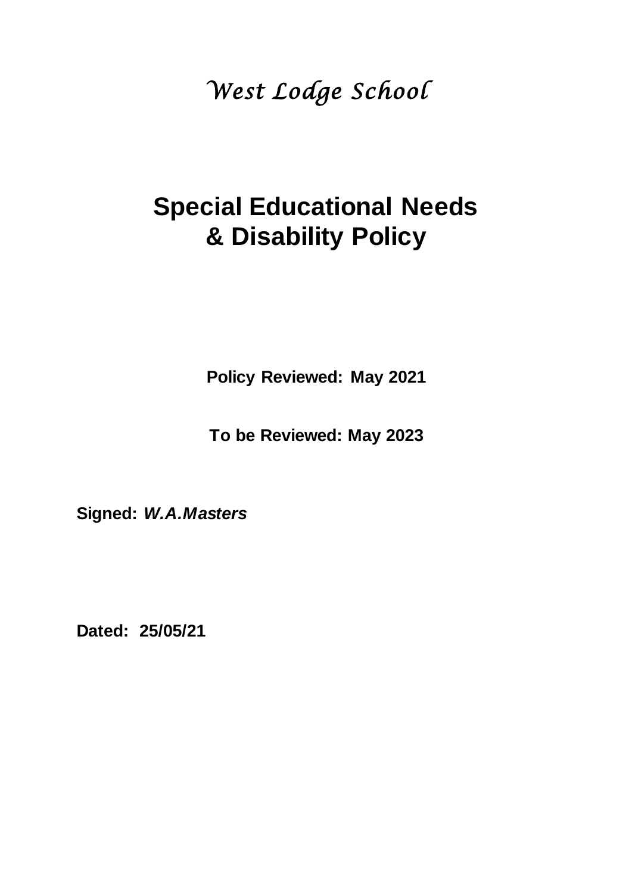*West Lodge School*

# Special Educational Needs & Disability Policy

**Policy Reviewed: May 2021**

**To be Reviewed: May 2023**

**Signed:** ***W.A.Masters***

**Dated: 25/05/21**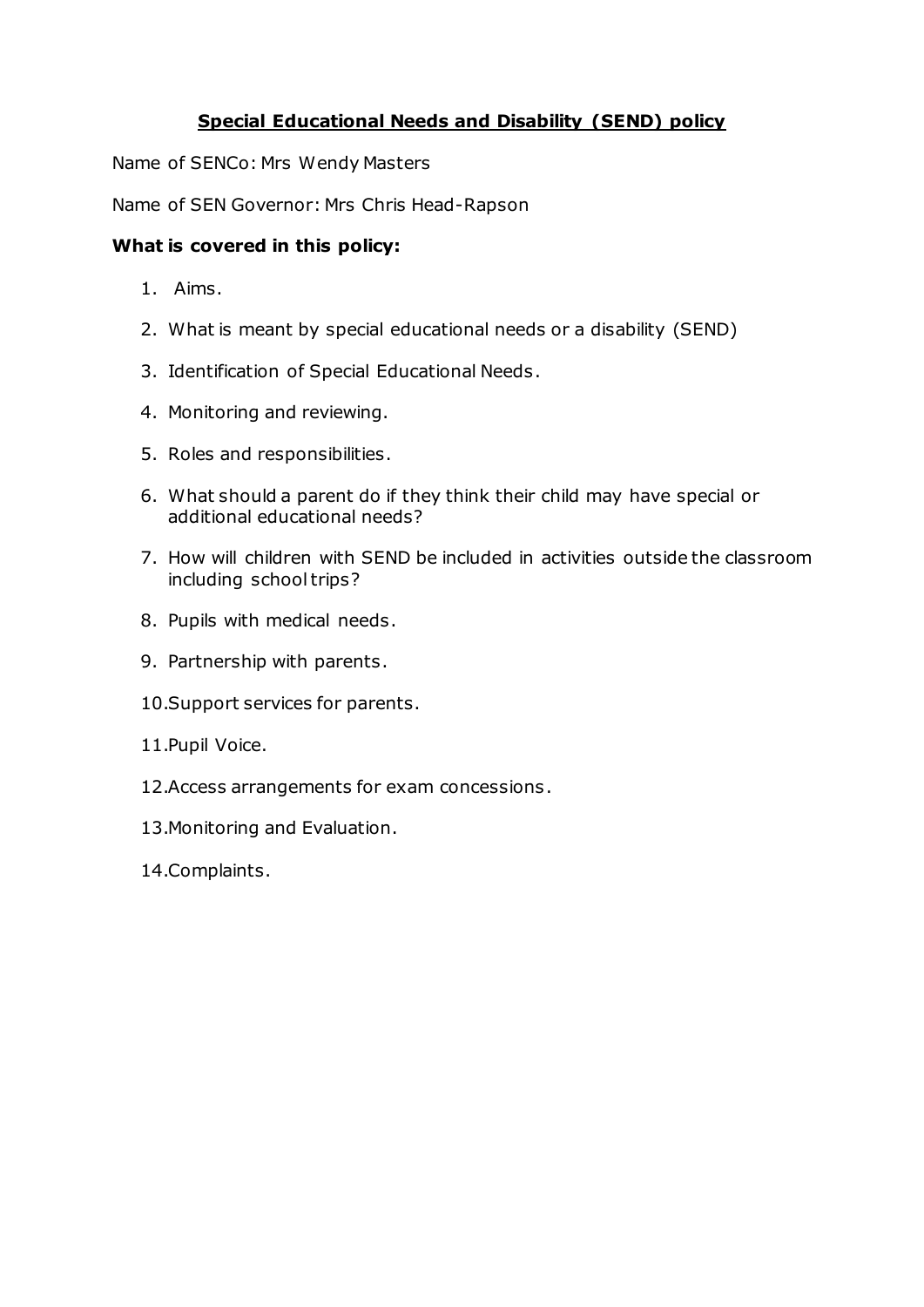# Special Educational Needs and Disability (SEND) policy

Name of SENCo: Mrs Wendy Masters

Name of SEN Governor: Mrs Chris Head-Rapson

**What is covered in this policy:**

1. Aims.
2. What is meant by special educational needs or a disability (SEND)
3. Identification of Special Educational Needs.
4. Monitoring and reviewing.
5. Roles and responsibilities.
6. What should a parent do if they think their child may have special or additional educational needs?
7. How will children with SEND be included in activities outside the classroom including school trips?
8. Pupils with medical needs.
9. Partnership with parents.
10. Support services for parents.
11. Pupil Voice.
12. Access arrangements for exam concessions.
13. Monitoring and Evaluation.
14. Complaints.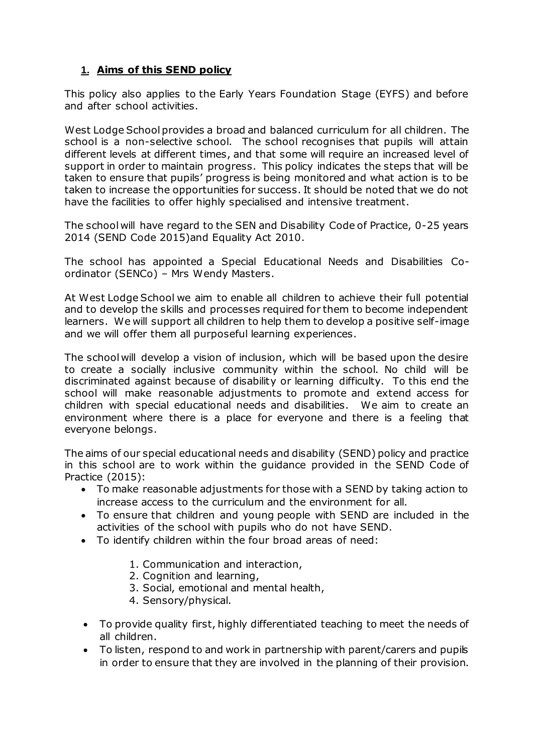## 1. Aims of this SEND policy

This policy also applies to the Early Years Foundation Stage (EYFS) and before and after school activities.

West Lodge School provides a broad and balanced curriculum for all children. The school is a non-selective school. The school recognises that pupils will attain different levels at different times, and that some will require an increased level of support in order to maintain progress. This policy indicates the steps that will be taken to ensure that pupils' progress is being monitored and what action is to be taken to increase the opportunities for success. It should be noted that we do not have the facilities to offer highly specialised and intensive treatment.

The school will have regard to the SEN and Disability Code of Practice, 0-25 years 2014 (SEND Code 2015)and Equality Act 2010.

The school has appointed a Special Educational Needs and Disabilities Co-ordinator (SENCo) – Mrs Wendy Masters.

At West Lodge School we aim to enable all children to achieve their full potential and to develop the skills and processes required for them to become independent learners. We will support all children to help them to develop a positive self-image and we will offer them all purposeful learning experiences.

The school will develop a vision of inclusion, which will be based upon the desire to create a socially inclusive community within the school. No child will be discriminated against because of disability or learning difficulty. To this end the school will make reasonable adjustments to promote and extend access for children with special educational needs and disabilities. We aim to create an environment where there is a place for everyone and there is a feeling that everyone belongs.

The aims of our special educational needs and disability (SEND) policy and practice in this school are to work within the guidance provided in the SEND Code of Practice (2015):

- To make reasonable adjustments for those with a SEND by taking action to increase access to the curriculum and the environment for all.
- To ensure that children and young people with SEND are included in the activities of the school with pupils who do not have SEND.
- To identify children within the four broad areas of need:
    1. Communication and interaction,
    2. Cognition and learning,
    3. Social, emotional and mental health,
    4. Sensory/physical.
- To provide quality first, highly differentiated teaching to meet the needs of all children.
- To listen, respond to and work in partnership with parent/carers and pupils in order to ensure that they are involved in the planning of their provision.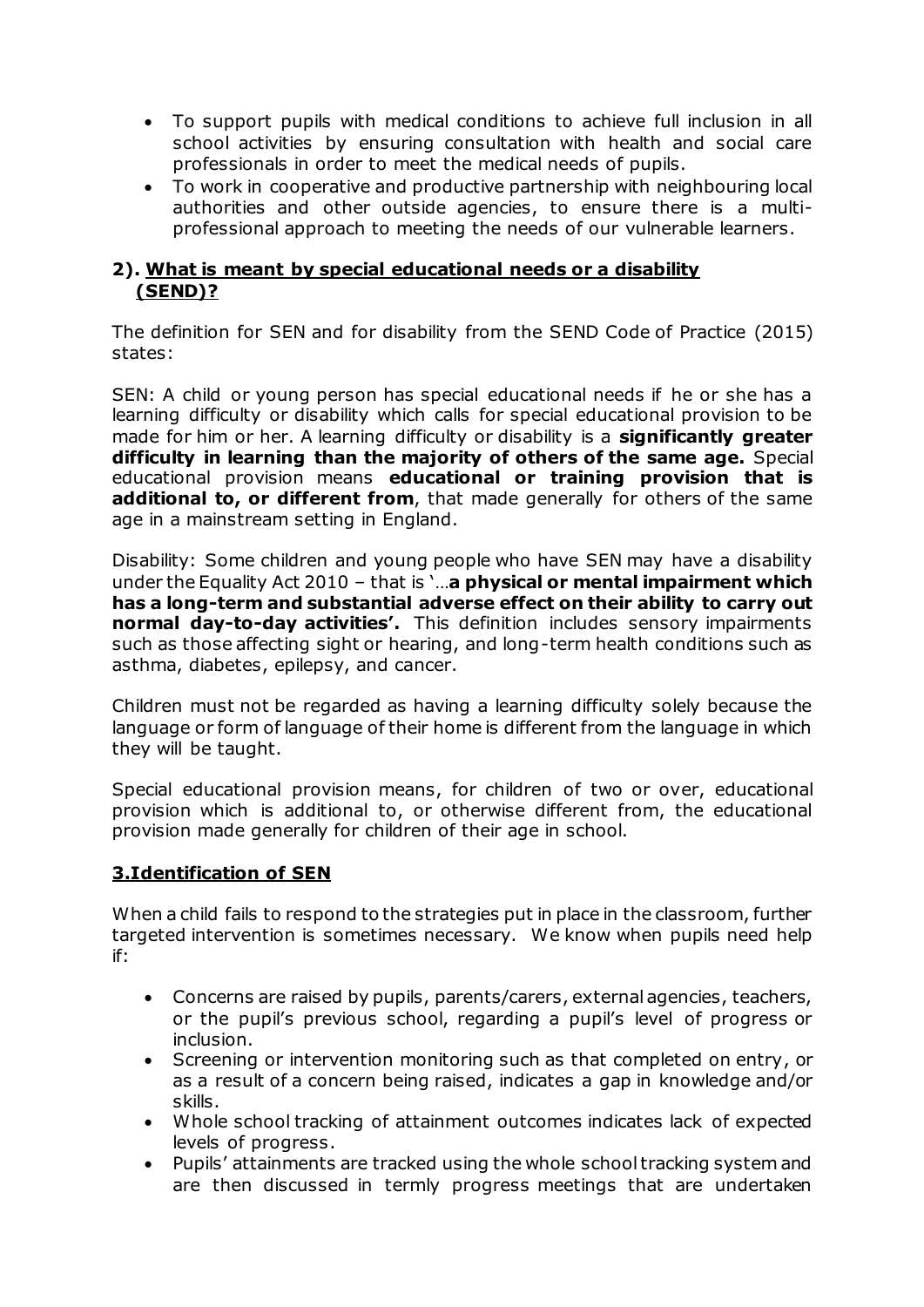- To support pupils with medical conditions to achieve full inclusion in all school activities by ensuring consultation with health and social care professionals in order to meet the medical needs of pupils.
- To work in cooperative and productive partnership with neighbouring local authorities and other outside agencies, to ensure there is a multi-professional approach to meeting the needs of our vulnerable learners.

## 2). What is meant by special educational needs or a disability (SEND)?

The definition for SEN and for disability from the SEND Code of Practice (2015) states:

SEN: A child or young person has special educational needs if he or she has a learning difficulty or disability which calls for special educational provision to be made for him or her. A learning difficulty or disability is a **significantly greater difficulty in learning than the majority of others of the same age.** Special educational provision means **educational or training provision that is additional to, or different from**, that made generally for others of the same age in a mainstream setting in England.

Disability: Some children and young people who have SEN may have a disability under the Equality Act 2010 – that is '…**a physical or mental impairment which has a long-term and substantial adverse effect on their ability to carry out normal day-to-day activities'.** This definition includes sensory impairments such as those affecting sight or hearing, and long-term health conditions such as asthma, diabetes, epilepsy, and cancer.

Children must not be regarded as having a learning difficulty solely because the language or form of language of their home is different from the language in which they will be taught.

Special educational provision means, for children of two or over, educational provision which is additional to, or otherwise different from, the educational provision made generally for children of their age in school.

## 3.Identification of SEN

When a child fails to respond to the strategies put in place in the classroom, further targeted intervention is sometimes necessary. We know when pupils need help if:

- Concerns are raised by pupils, parents/carers, external agencies, teachers, or the pupil's previous school, regarding a pupil's level of progress or inclusion.
- Screening or intervention monitoring such as that completed on entry, or as a result of a concern being raised, indicates a gap in knowledge and/or skills.
- Whole school tracking of attainment outcomes indicates lack of expected levels of progress.
- Pupils' attainments are tracked using the whole school tracking system and are then discussed in termly progress meetings that are undertaken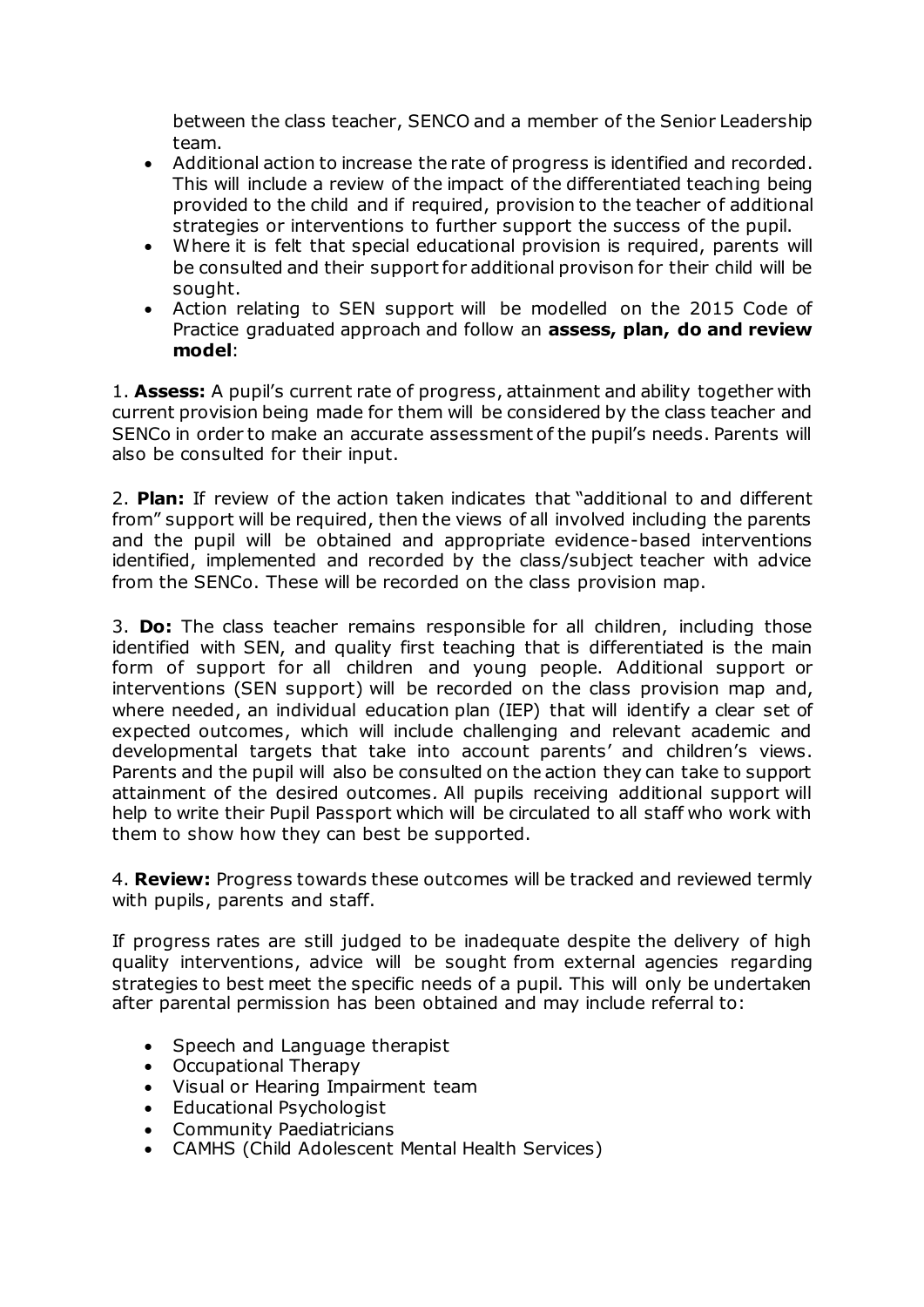between the class teacher, SENCO and a member of the Senior Leadership team.

- Additional action to increase the rate of progress is identified and recorded. This will include a review of the impact of the differentiated teaching being provided to the child and if required, provision to the teacher of additional strategies or interventions to further support the success of the pupil.
- Where it is felt that special educational provision is required, parents will be consulted and their support for additional provison for their child will be sought.
- Action relating to SEN support will be modelled on the 2015 Code of Practice graduated approach and follow an **assess, plan, do and review model**:

1. **Assess:** A pupil's current rate of progress, attainment and ability together with current provision being made for them will be considered by the class teacher and SENCo in order to make an accurate assessment of the pupil's needs. Parents will also be consulted for their input.

2. **Plan:** If review of the action taken indicates that "additional to and different from" support will be required, then the views of all involved including the parents and the pupil will be obtained and appropriate evidence-based interventions identified, implemented and recorded by the class/subject teacher with advice from the SENCo. These will be recorded on the class provision map.

3. **Do:** The class teacher remains responsible for all children, including those identified with SEN, and quality first teaching that is differentiated is the main form of support for all children and young people. Additional support or interventions (SEN support) will be recorded on the class provision map and, where needed, an individual education plan (IEP) that will identify a clear set of expected outcomes, which will include challenging and relevant academic and developmental targets that take into account parents' and children's views. Parents and the pupil will also be consulted on the action they can take to support attainment of the desired outcomes*.* All pupils receiving additional support will help to write their Pupil Passport which will be circulated to all staff who work with them to show how they can best be supported.

4. **Review:** Progress towards these outcomes will be tracked and reviewed termly with pupils, parents and staff.

If progress rates are still judged to be inadequate despite the delivery of high quality interventions, advice will be sought from external agencies regarding strategies to best meet the specific needs of a pupil. This will only be undertaken after parental permission has been obtained and may include referral to:

- Speech and Language therapist
- Occupational Therapy
- Visual or Hearing Impairment team
- Educational Psychologist
- Community Paediatricians
- CAMHS (Child Adolescent Mental Health Services)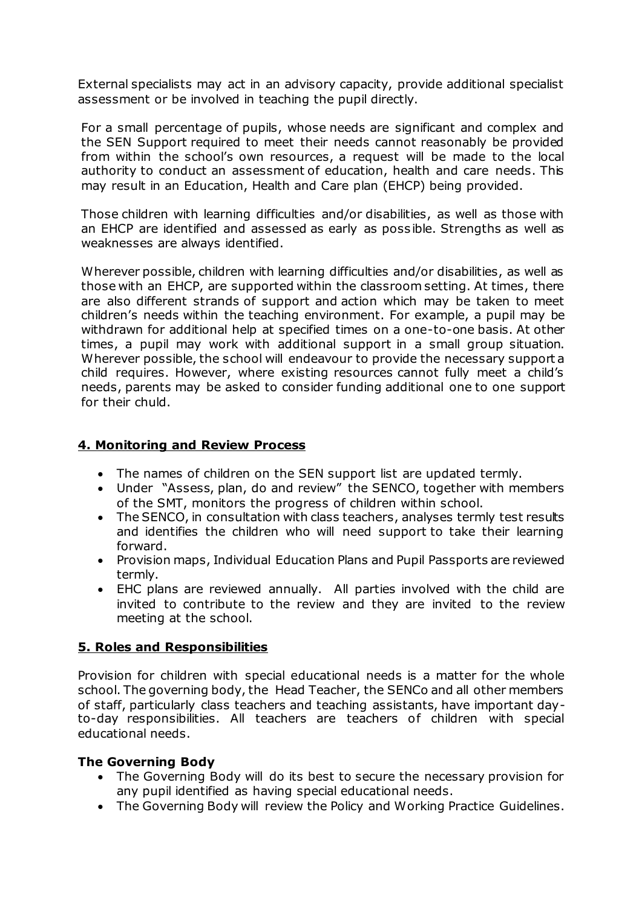External specialists may act in an advisory capacity, provide additional specialist assessment or be involved in teaching the pupil directly.

For a small percentage of pupils, whose needs are significant and complex and the SEN Support required to meet their needs cannot reasonably be provided from within the school's own resources, a request will be made to the local authority to conduct an assessment of education, health and care needs. This may result in an Education, Health and Care plan (EHCP) being provided.

Those children with learning difficulties and/or disabilities, as well as those with an EHCP are identified and assessed as early as possible. Strengths as well as weaknesses are always identified.

Wherever possible, children with learning difficulties and/or disabilities, as well as those with an EHCP, are supported within the classroom setting. At times, there are also different strands of support and action which may be taken to meet children's needs within the teaching environment. For example, a pupil may be withdrawn for additional help at specified times on a one-to-one basis. At other times, a pupil may work with additional support in a small group situation. Wherever possible, the school will endeavour to provide the necessary support a child requires. However, where existing resources cannot fully meet a child's needs, parents may be asked to consider funding additional one to one support for their chuld.

## 4. Monitoring and Review Process

- The names of children on the SEN support list are updated termly.
- Under "Assess, plan, do and review" the SENCO, together with members of the SMT, monitors the progress of children within school.
- The SENCO, in consultation with class teachers, analyses termly test results and identifies the children who will need support to take their learning forward.
- Provision maps, Individual Education Plans and Pupil Passports are reviewed termly.
- EHC plans are reviewed annually. All parties involved with the child are invited to contribute to the review and they are invited to the review meeting at the school.

## 5. Roles and Responsibilities

Provision for children with special educational needs is a matter for the whole school. The governing body, the Head Teacher, the SENCo and all other members of staff, particularly class teachers and teaching assistants, have important day-to-day responsibilities. All teachers are teachers of children with special educational needs.

### The Governing Body

- The Governing Body will do its best to secure the necessary provision for any pupil identified as having special educational needs.
- The Governing Body will review the Policy and Working Practice Guidelines.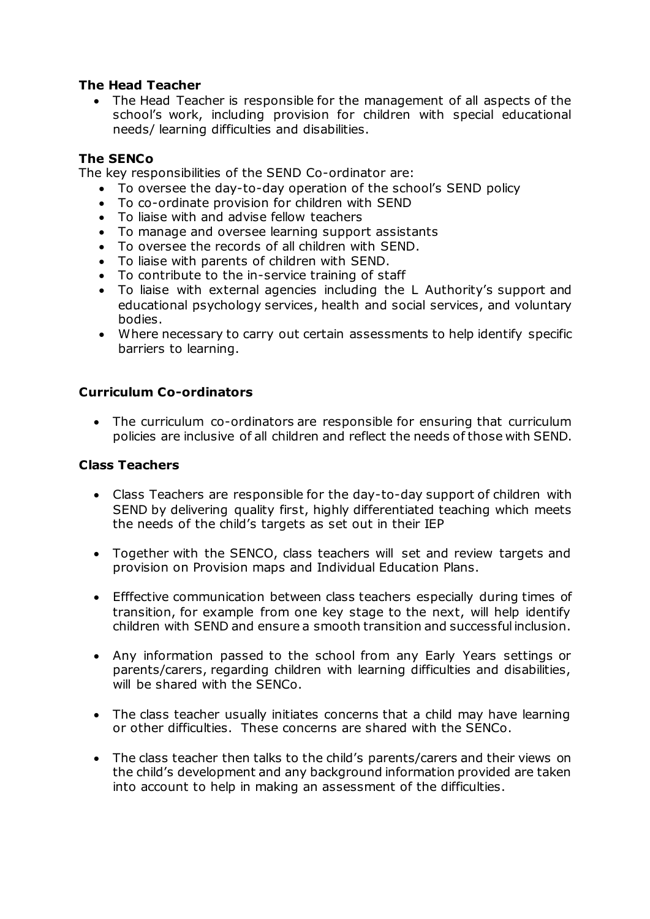**The Head Teacher**

- The Head Teacher is responsible for the management of all aspects of the school's work, including provision for children with special educational needs/ learning difficulties and disabilities.

**The SENCo**

The key responsibilities of the SEND Co-ordinator are:

- To oversee the day-to-day operation of the school's SEND policy
- To co-ordinate provision for children with SEND
- To liaise with and advise fellow teachers
- To manage and oversee learning support assistants
- To oversee the records of all children with SEND.
- To liaise with parents of children with SEND.
- To contribute to the in-service training of staff
- To liaise with external agencies including the L Authority's support and educational psychology services, health and social services, and voluntary bodies.
- Where necessary to carry out certain assessments to help identify specific barriers to learning.

**Curriculum Co-ordinators**

- The curriculum co-ordinators are responsible for ensuring that curriculum policies are inclusive of all children and reflect the needs of those with SEND.

**Class Teachers**

- Class Teachers are responsible for the day-to-day support of children with SEND by delivering quality first, highly differentiated teaching which meets the needs of the child's targets as set out in their IEP

- Together with the SENCO, class teachers will set and review targets and provision on Provision maps and Individual Education Plans.

- Efffective communication between class teachers especially during times of transition, for example from one key stage to the next, will help identify children with SEND and ensure a smooth transition and successful inclusion.

- Any information passed to the school from any Early Years settings or parents/carers, regarding children with learning difficulties and disabilities, will be shared with the SENCo.

- The class teacher usually initiates concerns that a child may have learning or other difficulties. These concerns are shared with the SENCo.

- The class teacher then talks to the child's parents/carers and their views on the child's development and any background information provided are taken into account to help in making an assessment of the difficulties.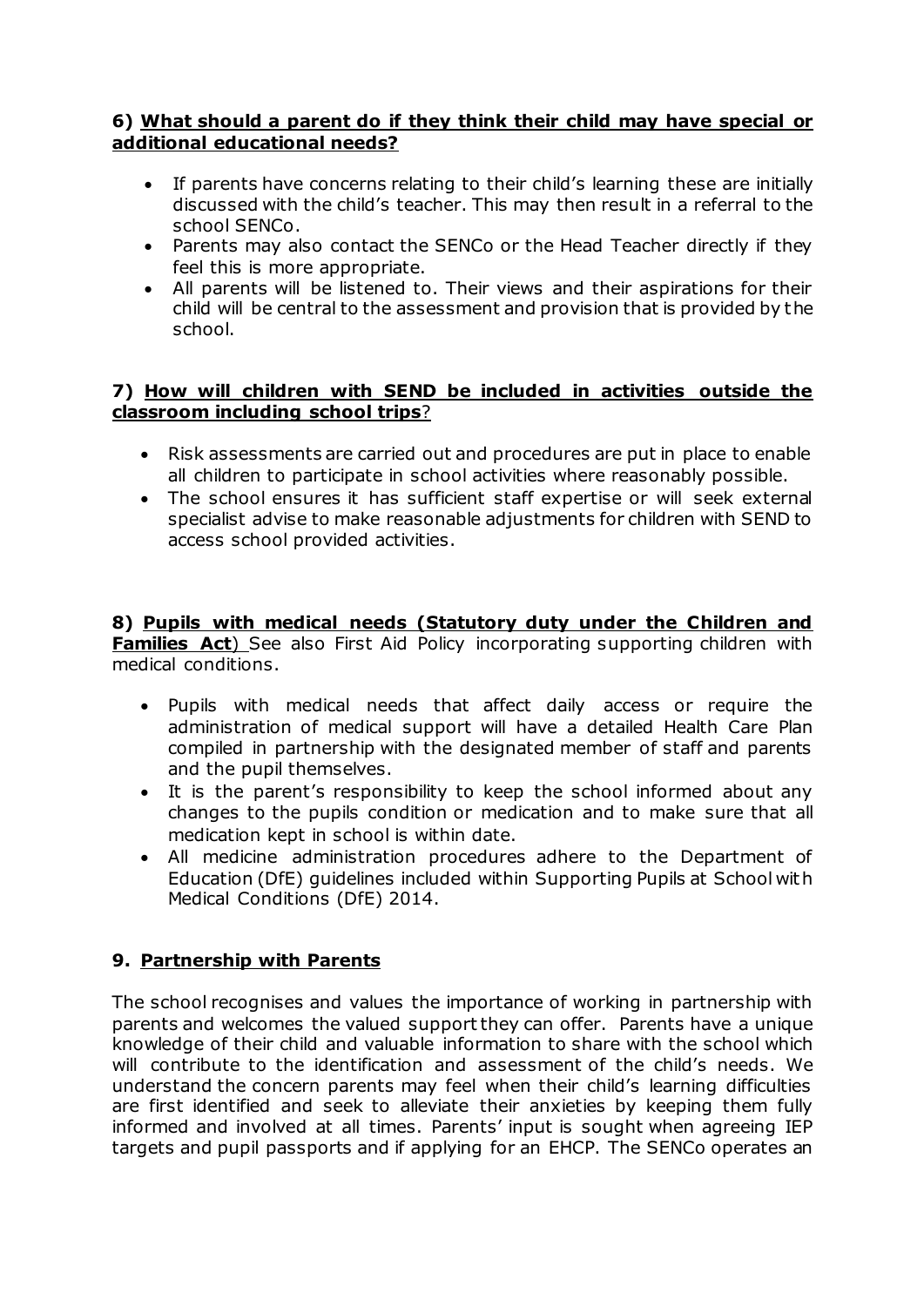**6) What should a parent do if they think their child may have special or additional educational needs?**

- If parents have concerns relating to their child's learning these are initially discussed with the child's teacher. This may then result in a referral to the school SENCo.
- Parents may also contact the SENCo or the Head Teacher directly if they feel this is more appropriate.
- All parents will be listened to. Their views and their aspirations for their child will be central to the assessment and provision that is provided by the school.

**7) How will children with SEND be included in activities outside the classroom including school trips?**

- Risk assessments are carried out and procedures are put in place to enable all children to participate in school activities where reasonably possible.
- The school ensures it has sufficient staff expertise or will seek external specialist advise to make reasonable adjustments for children with SEND to access school provided activities.

**8) Pupils with medical needs (Statutory duty under the Children and Families Act)** See also First Aid Policy incorporating supporting children with medical conditions.

- Pupils with medical needs that affect daily access or require the administration of medical support will have a detailed Health Care Plan compiled in partnership with the designated member of staff and parents and the pupil themselves.
- It is the parent's responsibility to keep the school informed about any changes to the pupils condition or medication and to make sure that all medication kept in school is within date.
- All medicine administration procedures adhere to the Department of Education (DfE) guidelines included within Supporting Pupils at School with Medical Conditions (DfE) 2014.

**9. Partnership with Parents**

The school recognises and values the importance of working in partnership with parents and welcomes the valued support they can offer. Parents have a unique knowledge of their child and valuable information to share with the school which will contribute to the identification and assessment of the child's needs. We understand the concern parents may feel when their child's learning difficulties are first identified and seek to alleviate their anxieties by keeping them fully informed and involved at all times. Parents' input is sought when agreeing IEP targets and pupil passports and if applying for an EHCP. The SENCo operates an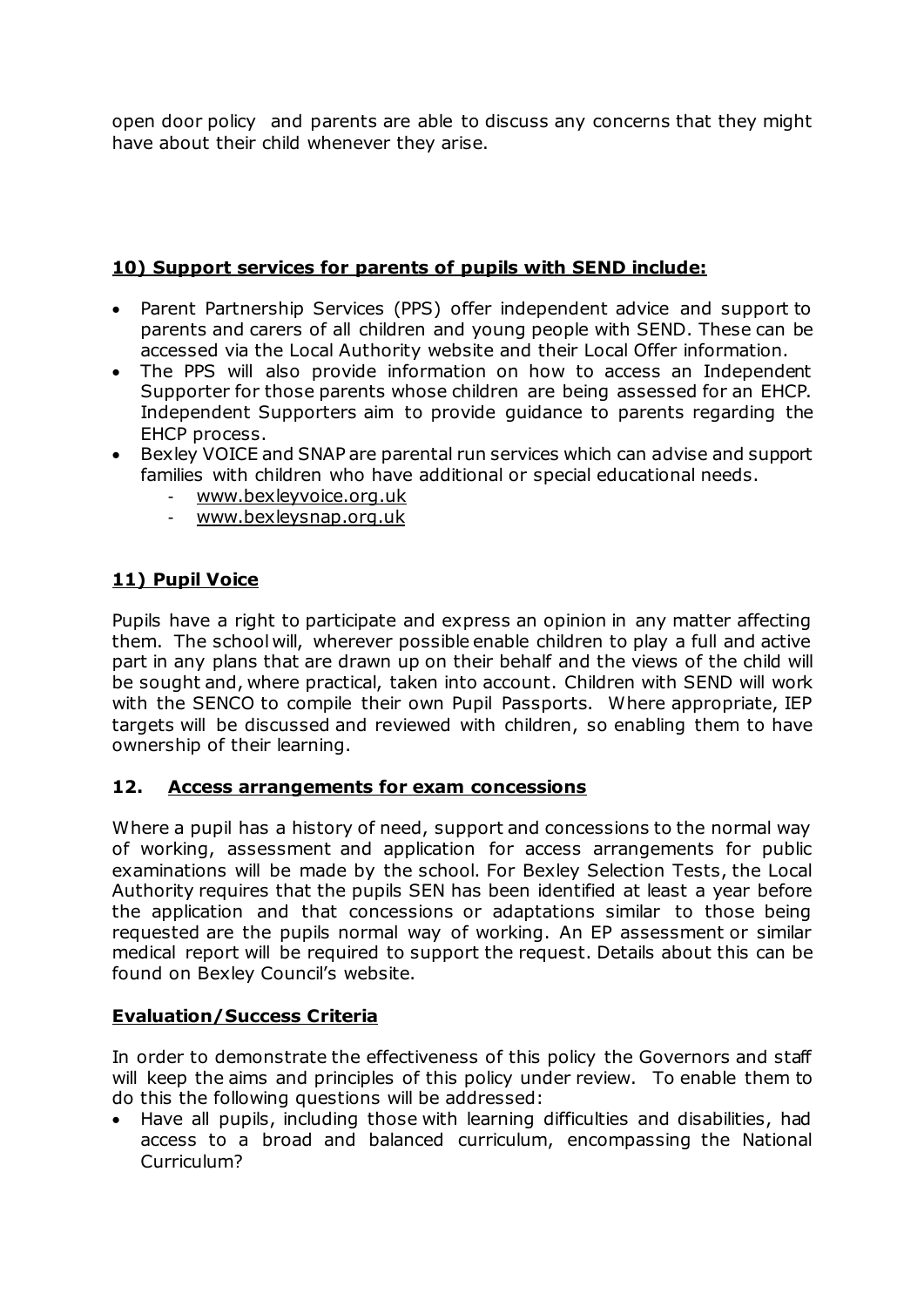open door policy and parents are able to discuss any concerns that they might have about their child whenever they arise.

## **10) Support services for parents of pupils with SEND include:**

- Parent Partnership Services (PPS) offer independent advice and support to parents and carers of all children and young people with SEND. These can be accessed via the Local Authority website and their Local Offer information.
- The PPS will also provide information on how to access an Independent Supporter for those parents whose children are being assessed for an EHCP. Independent Supporters aim to provide guidance to parents regarding the EHCP process.
- Bexley VOICE and SNAP are parental run services which can advise and support families with children who have additional or special educational needs.
  - www.bexleyvoice.org.uk
  - www.bexleysnap.org.uk

## **11) Pupil Voice**

Pupils have a right to participate and express an opinion in any matter affecting them. The school will, wherever possible enable children to play a full and active part in any plans that are drawn up on their behalf and the views of the child will be sought and, where practical, taken into account. Children with SEND will work with the SENCO to compile their own Pupil Passports. Where appropriate, IEP targets will be discussed and reviewed with children, so enabling them to have ownership of their learning.

## **12. Access arrangements for exam concessions**

Where a pupil has a history of need, support and concessions to the normal way of working, assessment and application for access arrangements for public examinations will be made by the school. For Bexley Selection Tests, the Local Authority requires that the pupils SEN has been identified at least a year before the application and that concessions or adaptations similar to those being requested are the pupils normal way of working. An EP assessment or similar medical report will be required to support the request. Details about this can be found on Bexley Council's website.

## **Evaluation/Success Criteria**

In order to demonstrate the effectiveness of this policy the Governors and staff will keep the aims and principles of this policy under review. To enable them to do this the following questions will be addressed:

- Have all pupils, including those with learning difficulties and disabilities, had access to a broad and balanced curriculum, encompassing the National Curriculum?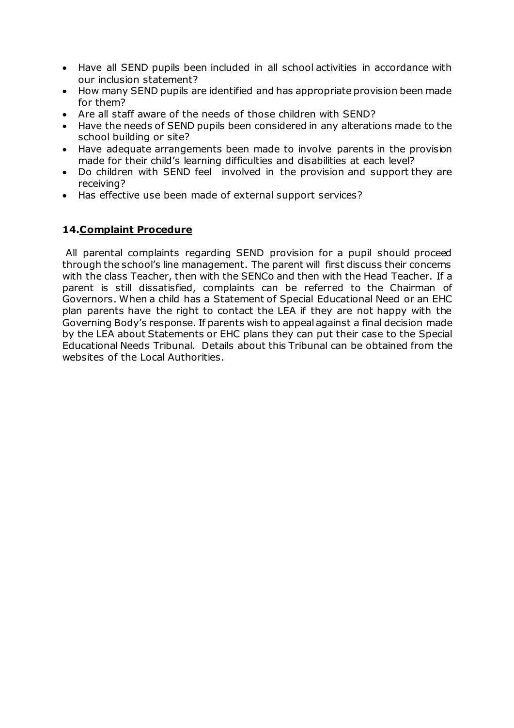- Have all SEND pupils been included in all school activities in accordance with our inclusion statement?
- How many SEND pupils are identified and has appropriate provision been made for them?
- Are all staff aware of the needs of those children with SEND?
- Have the needs of SEND pupils been considered in any alterations made to the school building or site?
- Have adequate arrangements been made to involve parents in the provision made for their child's learning difficulties and disabilities at each level?
- Do children with SEND feel involved in the provision and support they are receiving?
- Has effective use been made of external support services?

## 14. Complaint Procedure

All parental complaints regarding SEND provision for a pupil should proceed through the school's line management. The parent will first discuss their concerns with the class Teacher, then with the SENCo and then with the Head Teacher. If a parent is still dissatisfied, complaints can be referred to the Chairman of Governors. When a child has a Statement of Special Educational Need or an EHC plan parents have the right to contact the LEA if they are not happy with the Governing Body's response. If parents wish to appeal against a final decision made by the LEA about Statements or EHC plans they can put their case to the Special Educational Needs Tribunal. Details about this Tribunal can be obtained from the websites of the Local Authorities.